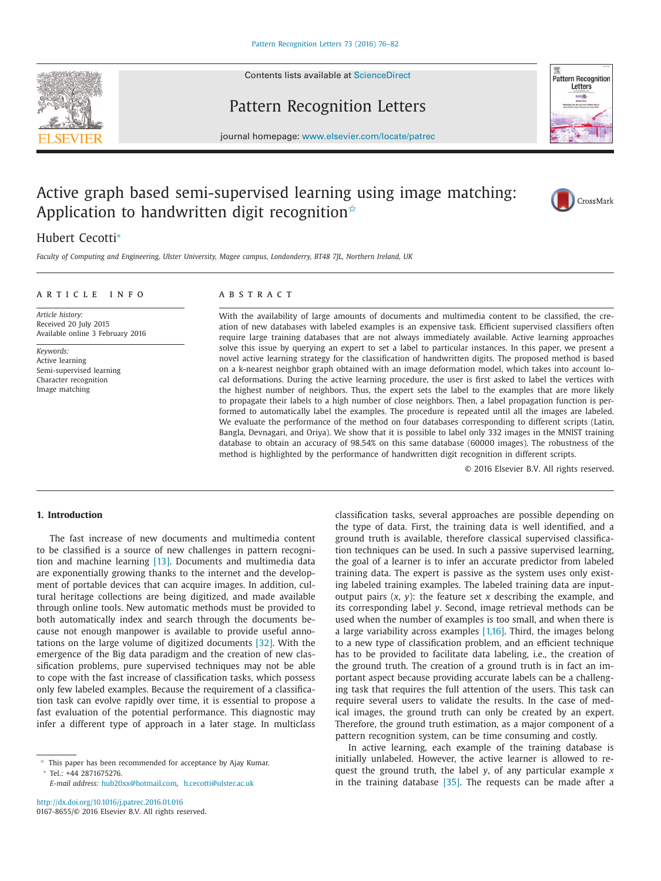# Active graph based semi-supervised learning using image matching: Application to handwritten digit recognition☆

Hubert Cecotti*

*Faculty of Computing and Engineering, Ulster University, Magee campus, Londonderry, BT48 7JL, Northern Ireland, UK*

## ARTICLE INFO

*Article history:*
Received 20 July 2015
Available online 3 February 2016

*Keywords:*
Active learning
Semi-supervised learning
Character recognition
Image matching

## ABSTRACT

With the availability of large amounts of documents and multimedia content to be classified, the creation of new databases with labeled examples is an expensive task. Efficient supervised classifiers often require large training databases that are not always immediately available. Active learning approaches solve this issue by querying an expert to set a label to particular instances. In this paper, we present a novel active learning strategy for the classification of handwritten digits. The proposed method is based on a k-nearest neighbor graph obtained with an image deformation model, which takes into account local deformations. During the active learning procedure, the user is first asked to label the vertices with the highest number of neighbors. Thus, the expert sets the label to the examples that are more likely to propagate their labels to a high number of close neighbors. Then, a label propagation function is performed to automatically label the examples. The procedure is repeated until all the images are labeled. We evaluate the performance of the method on four databases corresponding to different scripts (Latin, Bangla, Devnagari, and Oriya). We show that it is possible to label only 332 images in the MNIST training database to obtain an accuracy of 98.54% on this same database (60000 images). The robustness of the method is highlighted by the performance of handwritten digit recognition in different scripts.

© 2016 Elsevier B.V. All rights reserved.

## 1. Introduction

The fast increase of new documents and multimedia content to be classified is a source of new challenges in pattern recognition and machine learning [13]. Documents and multimedia data are exponentially growing thanks to the internet and the development of portable devices that can acquire images. In addition, cultural heritage collections are being digitized, and made available through online tools. New automatic methods must be provided to both automatically index and search through the documents because not enough manpower is available to provide useful annotations on the large volume of digitized documents [32]. With the emergence of the Big data paradigm and the creation of new classification problems, pure supervised techniques may not be able to cope with the fast increase of classification tasks, which possess only few labeled examples. Because the requirement of a classification task can evolve rapidly over time, it is essential to propose a fast evaluation of the potential performance. This diagnostic may infer a different type of approach in a later stage. In multiclass classification tasks, several approaches are possible depending on the type of data. First, the training data is well identified, and a ground truth is available, therefore classical supervised classification techniques can be used. In such a passive supervised learning, the goal of a learner is to infer an accurate predictor from labeled training data. The expert is passive as the system uses only existing labeled training examples. The labeled training data are input-output pairs $(x, y)$: the feature set $x$ describing the example, and its corresponding label $y$. Second, image retrieval methods can be used when the number of examples is too small, and when there is a large variability across examples [1,16]. Third, the images belong to a new type of classification problem, and an efficient technique has to be provided to facilitate data labeling, i.e., the creation of the ground truth. The creation of a ground truth is in fact an important aspect because providing accurate labels can be a challenging task that requires the full attention of the users. This task can require several users to validate the results. In the case of medical images, the ground truth can only be created by an expert. Therefore, the ground truth estimation, as a major component of a pattern recognition system, can be time consuming and costly.

In active learning, each example of the training database is initially unlabeled. However, the active learner is allowed to request the ground truth, the label $y$, of any particular example $x$ in the training database [35]. The requests can be made after a

☆ This paper has been recommended for acceptance by Ajay Kumar.
* Tel.: +44 2871675276.
*E-mail address:* hub20xx@hotmail.com, h.cecotti@ulster.ac.uk

http://dx.doi.org/10.1016/j.patrec.2016.01.016
0167-8655/© 2016 Elsevier B.V. All rights reserved.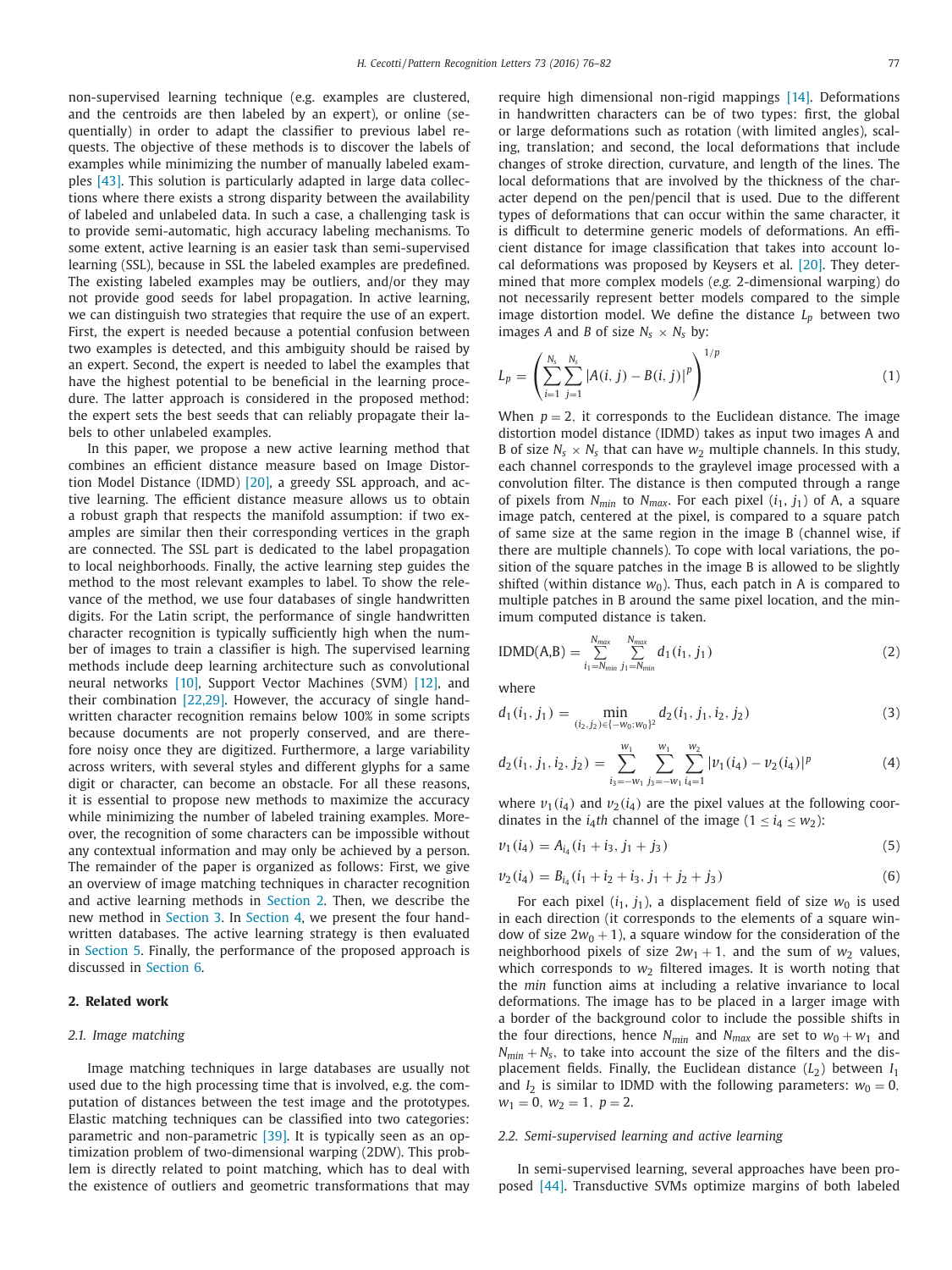non-supervised learning technique (e.g. examples are clustered, and the centroids are then labeled by an expert), or online (sequentially) in order to adapt the classifier to previous label requests. The objective of these methods is to discover the labels of examples while minimizing the number of manually labeled examples [43]. This solution is particularly adapted in large data collections where there exists a strong disparity between the availability of labeled and unlabeled data. In such a case, a challenging task is to provide semi-automatic, high accuracy labeling mechanisms. To some extent, active learning is an easier task than semi-supervised learning (SSL), because in SSL the labeled examples are predefined. The existing labeled examples may be outliers, and/or they may not provide good seeds for label propagation. In active learning, we can distinguish two strategies that require the use of an expert. First, the expert is needed because a potential confusion between two examples is detected, and this ambiguity should be raised by an expert. Second, the expert is needed to label the examples that have the highest potential to be beneficial in the learning procedure. The latter approach is considered in the proposed method: the expert sets the best seeds that can reliably propagate their labels to other unlabeled examples.

In this paper, we propose a new active learning method that combines an efficient distance measure based on Image Distortion Model Distance (IDMD) [20], a greedy SSL approach, and active learning. The efficient distance measure allows us to obtain a robust graph that respects the manifold assumption: if two examples are similar then their corresponding vertices in the graph are connected. The SSL part is dedicated to the label propagation to local neighborhoods. Finally, the active learning step guides the method to the most relevant examples to label. To show the relevance of the method, we use four databases of single handwritten digits. For the Latin script, the performance of single handwritten character recognition is typically sufficiently high when the number of images to train a classifier is high. The supervised learning methods include deep learning architecture such as convolutional neural networks [10], Support Vector Machines (SVM) [12], and their combination [22,29]. However, the accuracy of single handwritten character recognition remains below 100% in some scripts because documents are not properly conserved, and are therefore noisy once they are digitized. Furthermore, a large variability across writers, with several styles and different glyphs for a same digit or character, can become an obstacle. For all these reasons, it is essential to propose new methods to maximize the accuracy while minimizing the number of labeled training examples. Moreover, the recognition of some characters can be impossible without any contextual information and may only be achieved by a person. The remainder of the paper is organized as follows: First, we give an overview of image matching techniques in character recognition and active learning methods in Section 2. Then, we describe the new method in Section 3. In Section 4, we present the four handwritten databases. The active learning strategy is then evaluated in Section 5. Finally, the performance of the proposed approach is discussed in Section 6.

## 2. Related work

### 2.1. Image matching

Image matching techniques in large databases are usually not used due to the high processing time that is involved, e.g. the computation of distances between the test image and the prototypes. Elastic matching techniques can be classified into two categories: parametric and non-parametric [39]. It is typically seen as an optimization problem of two-dimensional warping (2DW). This problem is directly related to point matching, which has to deal with the existence of outliers and geometric transformations that may require high dimensional non-rigid mappings [14]. Deformations in handwritten characters can be of two types: first, the global or large deformations such as rotation (with limited angles), scaling, translation; and second, the local deformations that include changes of stroke direction, curvature, and length of the lines. The local deformations that are involved by the thickness of the character depend on the pen/pencil that is used. Due to the different types of deformations that can occur within the same character, it is difficult to determine generic models of deformations. An efficient distance for image classification that takes into account local deformations was proposed by Keysers et al. [20]. They determined that more complex models (*e.g.* 2-dimensional warping) do not necessarily represent better models compared to the simple image distortion model. We define the distance $L_p$ between two images $A$ and $B$ of size $N_s \times N_s$ by:

$$L_p = \left( \sum_{i=1}^{N_s} \sum_{j=1}^{N_s} |A(i,j) - B(i,j)|^p \right)^{1/p} \tag{1}$$

When $p = 2$, it corresponds to the Euclidean distance. The image distortion model distance (IDMD) takes as input two images A and B of size $N_s \times N_s$ that can have $w_2$ multiple channels. In this study, each channel corresponds to the graylevel image processed with a convolution filter. The distance is then computed through a range of pixels from $N_{min}$ to $N_{max}$. For each pixel $(i_1, j_1)$ of A, a square image patch, centered at the pixel, is compared to a square patch of same size at the same region in the image B (channel wise, if there are multiple channels). To cope with local variations, the position of the square patches in the image B is allowed to be slightly shifted (within distance $w_0$). Thus, each patch in A is compared to multiple patches in B around the same pixel location, and the minimum computed distance is taken.

$$\text{IDMD(A,B)} = \sum_{i_1=N_{min}}^{N_{max}} \sum_{j_1=N_{min}}^{N_{max}} d_1(i_1, j_1) \tag{2}$$

where

$$d_1(i_1, j_1) = \min_{(i_2, j_2) \in \{-w_0; w_0\}^2} d_2(i_1, j_1, i_2, j_2) \tag{3}$$

$$d_2(i_1, j_1, i_2, j_2) = \sum_{i_3=-w_1}^{w_1} \sum_{j_3=-w_1}^{w_1} \sum_{i_4=1}^{w_2} |v_1(i_4) - v_2(i_4)|^p \tag{4}$$

where $v_1(i_4)$ and $v_2(i_4)$ are the pixel values at the following coordinates in the $i_4 th$ channel of the image ($1 \leq i_4 \leq w_2$):

$$v_1(i_4) = A_{i_4}(i_1 + i_3, j_1 + j_3) \tag{5}$$

$$v_2(i_4) = B_{i_4}(i_1 + i_2 + i_3, j_1 + j_2 + j_3) \tag{6}$$

For each pixel $(i_1, j_1)$, a displacement field of size $w_0$ is used in each direction (it corresponds to the elements of a square window of size $2w_0 + 1$), a square window for the consideration of the neighborhood pixels of size $2w_1 + 1$, and the sum of $w_2$ values, which corresponds to $w_2$ filtered images. It is worth noting that the *min* function aims at including a relative invariance to local deformations. The image has to be placed in a larger image with a border of the background color to include the possible shifts in the four directions, hence $N_{min}$ and $N_{max}$ are set to $w_0 + w_1$ and $N_{min} + N_s$, to take into account the size of the filters and the displacement fields. Finally, the Euclidean distance ($L_2$) between $I_1$ and $I_2$ is similar to IDMD with the following parameters: $w_0 = 0$, $w_1 = 0$, $w_2 = 1$, $p = 2$.

### 2.2. Semi-supervised learning and active learning

In semi-supervised learning, several approaches have been proposed [44]. Transductive SVMs optimize margins of both labeled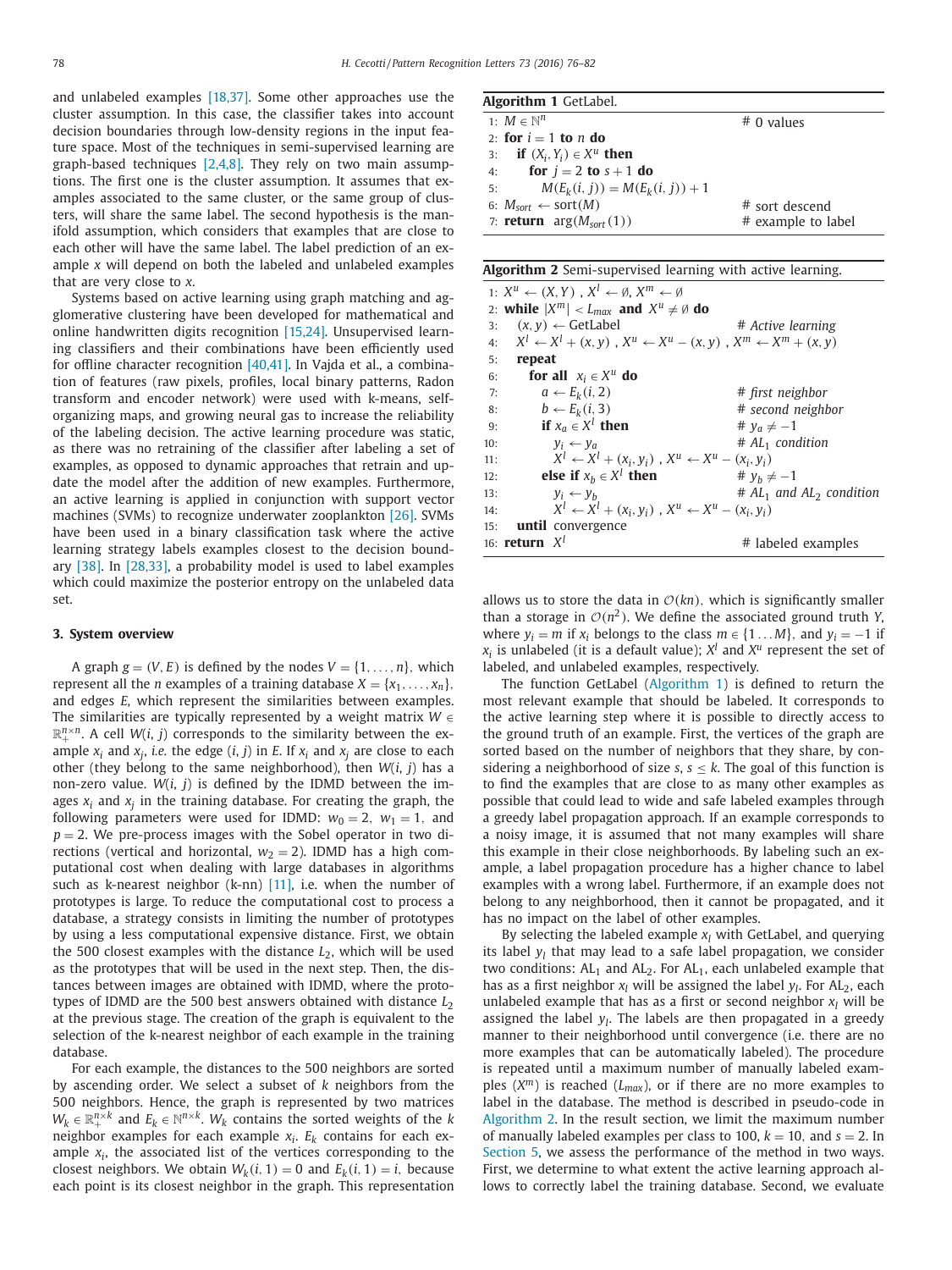and unlabeled examples [18,37]. Some other approaches use the cluster assumption. In this case, the classifier takes into account decision boundaries through low-density regions in the input feature space. Most of the techniques in semi-supervised learning are graph-based techniques [2,4,8]. They rely on two main assumptions. The first one is the cluster assumption. It assumes that examples associated to the same cluster, or the same group of clusters, will share the same label. The second hypothesis is the manifold assumption, which considers that examples that are close to each other will have the same label. The label prediction of an example $x$ will depend on both the labeled and unlabeled examples that are very close to $x$.

Systems based on active learning using graph matching and agglomerative clustering have been developed for mathematical and online handwritten digits recognition [15,24]. Unsupervised learning classifiers and their combinations have been efficiently used for offline character recognition [40,41]. In Vajda et al., a combination of features (raw pixels, profiles, local binary patterns, Radon transform and encoder network) were used with k-means, self-organizing maps, and growing neural gas to increase the reliability of the labeling decision. The active learning procedure was static, as there was no retraining of the classifier after labeling a set of examples, as opposed to dynamic approaches that retrain and update the model after the addition of new examples. Furthermore, an active learning is applied in conjunction with support vector machines (SVMs) to recognize underwater zooplankton [26]. SVMs have been used in a binary classification task where the active learning strategy labels examples closest to the decision boundary [38]. In [28,33], a probability model is used to label examples which could maximize the posterior entropy on the unlabeled data set.

## 3. System overview

A graph $g = (V, E)$ is defined by the nodes $V = \{1, \ldots, n\}$, which represent all the $n$ examples of a training database $X = \{x_1, \ldots, x_n\}$, and edges $E$, which represent the similarities between examples. The similarities are typically represented by a weight matrix $W \in \mathbb{R}_+^{n \times n}$. A cell $W(i, j)$ corresponds to the similarity between the example $x_i$ and $x_j$, *i.e.* the edge $(i, j)$ in $E$. If $x_i$ and $x_j$ are close to each other (they belong to the same neighborhood), then $W(i, j)$ has a non-zero value. $W(i, j)$ is defined by the IDMD between the images $x_i$ and $x_j$ in the training database. For creating the graph, the following parameters were used for IDMD: $w_0 = 2$, $w_1 = 1$, and $p = 2$. We pre-process images with the Sobel operator in two directions (vertical and horizontal, $w_2 = 2$). IDMD has a high computational cost when dealing with large databases in algorithms such as k-nearest neighbor (k-nn) [11], i.e. when the number of prototypes is large. To reduce the computational cost to process a database, a strategy consists in limiting the number of prototypes by using a less computational expensive distance. First, we obtain the 500 closest examples with the distance $L_2$, which will be used as the prototypes that will be used in the next step. Then, the distances between images are obtained with IDMD, where the prototypes of IDMD are the 500 best answers obtained with distance $L_2$ at the previous stage. The creation of the graph is equivalent to the selection of the k-nearest neighbor of each example in the training database.

For each example, the distances to the 500 neighbors are sorted by ascending order. We select a subset of $k$ neighbors from the 500 neighbors. Hence, the graph is represented by two matrices $W_k \in \mathbb{R}_+^{n \times k}$ and $E_k \in \mathbb{N}^{n \times k}$. $W_k$ contains the sorted weights of the $k$ neighbor examples for each example $x_i$. $E_k$ contains for each example $x_i$, the associated list of the vertices corresponding to the closest neighbors. We obtain $W_k(i, 1) = 0$ and $E_k(i, 1) = i$, because each point is its closest neighbor in the graph. This representation allows us to store the data in $\mathcal{O}(kn)$, which is significantly smaller than a storage in $\mathcal{O}(n^2)$. We define the associated ground truth $Y$, where $y_i = m$ if $x_i$ belongs to the class $m \in \{1 \ldots M\}$, and $y_i = -1$ if $x_i$ is unlabeled (it is a default value); $X^l$ and $X^u$ represent the set of labeled, and unlabeled examples, respectively.

**Algorithm 1** GetLabel.

```
1: M ∈ ℕ^n                                  # 0 values
2: for i = 1 to n do
3:   if (X_i, Y_i) ∈ X^u then
4:     for j = 2 to s + 1 do
5:       M(E_k(i, j)) = M(E_k(i, j)) + 1
6: M_sort ← sort(M)                         # sort descend
7: return arg(M_sort(1))                    # example to label
```

**Algorithm 2** Semi-supervised learning with active learning.

```
1: X^u ← (X, Y) , X^l ← ∅, X^m ← ∅
2: while |X^m| < L_max and X^u ≠ ∅ do
3:   (x, y) ← GetLabel                          # Active learning
4:   X^l ← X^l + (x, y) , X^u ← X^u − (x, y) , X^m ← X^m + (x, y)
5:   repeat
6:     for all x_i ∈ X^u do
7:       a ← E_k(i, 2)                          # first neighbor
8:       b ← E_k(i, 3)                          # second neighbor
9:       if x_a ∈ X^l then                      # y_a ≠ −1
10:        y_i ← y_a                            # AL_1 condition
11:        X^l ← X^l + (x_i, y_i) , X^u ← X^u − (x_i, y_i)
12:      else if x_b ∈ X^l then                 # y_b ≠ −1
13:        y_i ← y_b                            # AL_1 and AL_2 condition
14:        X^l ← X^l + (x_i, y_i) , X^u ← X^u − (x_i, y_i)
15:  until convergence
16: return X^l                                  # labeled examples
```

The function GetLabel (Algorithm 1) is defined to return the most relevant example that should be labeled. It corresponds to the active learning step where it is possible to directly access to the ground truth of an example. First, the vertices of the graph are sorted based on the number of neighbors that they share, by considering a neighborhood of size $s$, $s \leq k$. The goal of this function is to find the examples that are close to as many other examples as possible that could lead to wide and safe labeled examples through a greedy label propagation approach. If an example corresponds to a noisy image, it is assumed that not many examples will share this example in their close neighborhoods. By labeling such an example, a label propagation procedure has a higher chance to label examples with a wrong label. Furthermore, if an example does not belong to any neighborhood, then it cannot be propagated, and it has no impact on the label of other examples.

By selecting the labeled example $x_l$ with GetLabel, and querying its label $y_l$ that may lead to a safe label propagation, we consider two conditions: $AL_1$ and $AL_2$. For $AL_1$, each unlabeled example that has as a first neighbor $x_l$ will be assigned the label $y_l$. For $AL_2$, each unlabeled example that has as a first or second neighbor $x_l$ will be assigned the label $y_l$. The labels are then propagated in a greedy manner to their neighborhood until convergence (i.e. there are no more examples that can be automatically labeled). The procedure is repeated until a maximum number of manually labeled examples ($X^m$) is reached ($L_{max}$), or if there are no more examples to label in the database. The method is described in pseudo-code in Algorithm 2. In the result section, we limit the maximum number of manually labeled examples per class to 100, $k = 10$, and $s = 2$. In Section 5, we assess the performance of the method in two ways. First, we determine to what extent the active learning approach allows to correctly label the training database. Second, we evaluate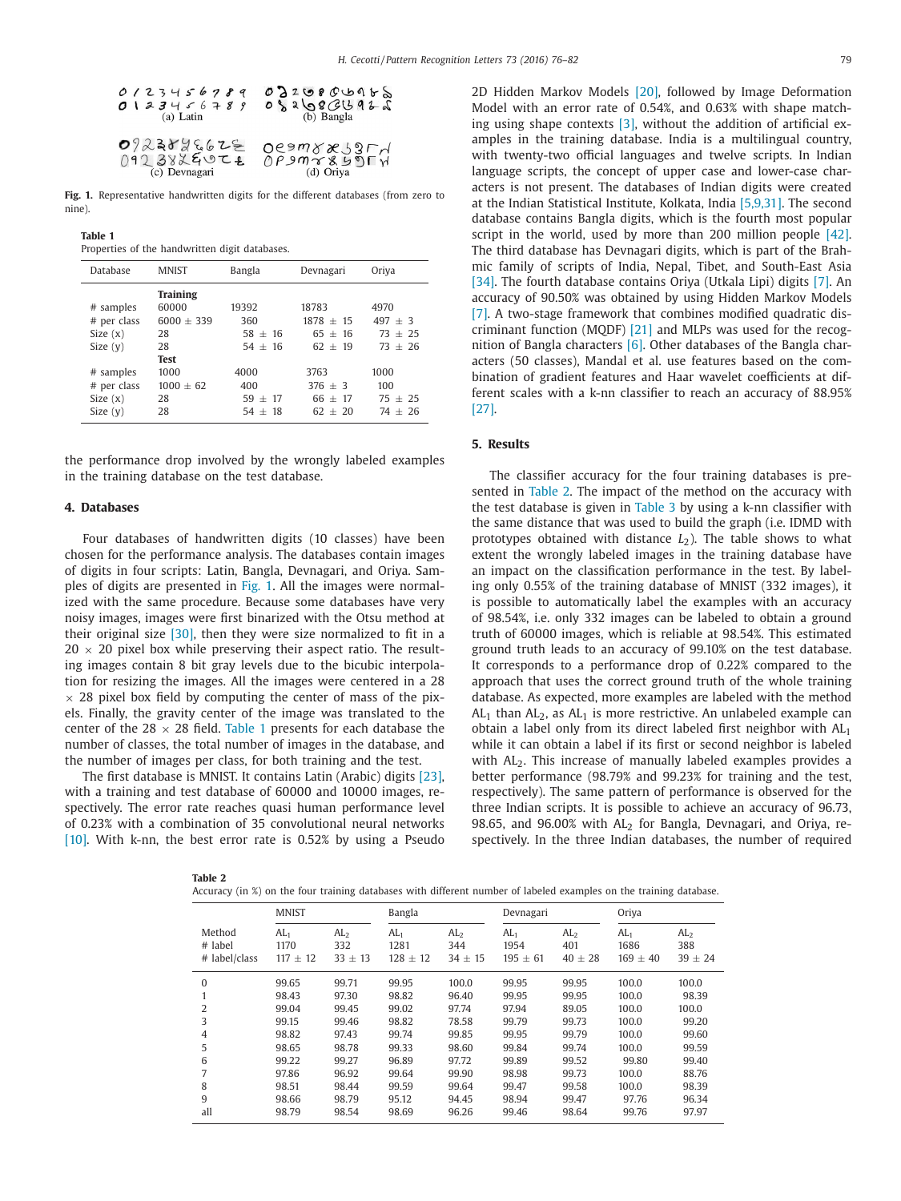Fig. 1. Representative handwritten digits for the different databases (from zero to nine).

Table 1
Properties of the handwritten digit databases.

| Database | MNIST | Bangla | Devnagari | Oriya |
|---|---|---|---|---|
| | **Training** | | | |
| # samples | 60000 | 19392 | 18783 | 4970 |
| # per class | 6000 ± 339 | 360 | 1878 ± 15 | 497 ± 3 |
| Size (x) | 28 | 58 ± 16 | 65 ± 16 | 73 ± 25 |
| Size (y) | 28 | 54 ± 16 | 62 ± 19 | 73 ± 26 |
| | **Test** | | | |
| # samples | 1000 | 4000 | 3763 | 1000 |
| # per class | 1000 ± 62 | 400 | 376 ± 3 | 100 |
| Size (x) | 28 | 59 ± 17 | 66 ± 17 | 75 ± 25 |
| Size (y) | 28 | 54 ± 18 | 62 ± 20 | 74 ± 26 |

the performance drop involved by the wrongly labeled examples in the training database on the test database.

## 4. Databases

Four databases of handwritten digits (10 classes) have been chosen for the performance analysis. The databases contain images of digits in four scripts: Latin, Bangla, Devnagari, and Oriya. Samples of digits are presented in Fig. 1. All the images were normalized with the same procedure. Because some databases have very noisy images, images were first binarized with the Otsu method at their original size [30], then they were size normalized to fit in a 20 × 20 pixel box while preserving their aspect ratio. The resulting images contain 8 bit gray levels due to the bicubic interpolation for resizing the images. All the images were centered in a 28 × 28 pixel box field by computing the center of mass of the pixels. Finally, the gravity center of the image was translated to the center of the 28 × 28 field. Table 1 presents for each database the number of classes, the total number of images in the database, and the number of images per class, for both training and the test.

The first database is MNIST. It contains Latin (Arabic) digits [23], with a training and test database of 60000 and 10000 images, respectively. The error rate reaches quasi human performance level of 0.23% with a combination of 35 convolutional neural networks [10]. With k-nn, the best error rate is 0.52% by using a Pseudo 2D Hidden Markov Models [20], followed by Image Deformation Model with an error rate of 0.54%, and 0.63% with shape matching using shape contexts [3], without the addition of artificial examples in the training database. India is a multilingual country, with twenty-two official languages and twelve scripts. In Indian language scripts, the concept of upper case and lower-case characters is not present. The databases of Indian digits were created at the Indian Statistical Institute, Kolkata, India [5,9,31]. The second database contains Bangla digits, which is the fourth most popular script in the world, used by more than 200 million people [42]. The third database has Devnagari digits, which is part of the Brahmic family of scripts of India, Nepal, Tibet, and South-East Asia [34]. The fourth database contains Oriya (Utkala Lipi) digits [7]. An accuracy of 90.50% was obtained by using Hidden Markov Models [7]. A two-stage framework that combines modified quadratic discriminant function (MQDF) [21] and MLPs was used for the recognition of Bangla characters [6]. Other databases of the Bangla characters (50 classes), Mandal et al. use features based on the combination of gradient features and Haar wavelet coefficients at different scales with a k-nn classifier to reach an accuracy of 88.95% [27].

## 5. Results

The classifier accuracy for the four training databases is presented in Table 2. The impact of the method on the accuracy with the test database is given in Table 3 by using a k-nn classifier with the same distance that was used to build the graph (i.e. IDMD with prototypes obtained with distance $L_2$). The table shows to what extent the wrongly labeled images in the training database have an impact on the classification performance in the test. By labeling only 0.55% of the training database of MNIST (332 images), it is possible to automatically label the examples with an accuracy of 98.54%, i.e. only 332 images can be labeled to obtain a ground truth of 60000 images, which is reliable at 98.54%. This estimated ground truth leads to an accuracy of 99.10% on the test database. It corresponds to a performance drop of 0.22% compared to the approach that uses the correct ground truth of the whole training database. As expected, more examples are labeled with the method $AL_1$ than $AL_2$, as $AL_1$ is more restrictive. An unlabeled example can obtain a label only from its direct labeled first neighbor with $AL_1$ while it can obtain a label if its first or second neighbor is labeled with $AL_2$. This increase of manually labeled examples provides a better performance (98.79% and 99.23% for training and the test, respectively). The same pattern of performance is observed for the three Indian scripts. It is possible to achieve an accuracy of 96.73, 98.65, and 96.00% with $AL_2$ for Bangla, Devnagari, and Oriya, respectively. In the three Indian databases, the number of required

Table 2
Accuracy (in %) on the four training databases with different number of labeled examples on the training database.

| | MNIST | | Bangla | | Devnagari | | Oriya | |
|---|---|---|---|---|---|---|---|---|
| Method | $AL_1$ | $AL_2$ | $AL_1$ | $AL_2$ | $AL_1$ | $AL_2$ | $AL_1$ | $AL_2$ |
| # label | 1170 | 332 | 1281 | 344 | 1954 | 401 | 1686 | 388 |
| # label/class | 117 ± 12 | 33 ± 13 | 128 ± 12 | 34 ± 15 | 195 ± 61 | 40 ± 28 | 169 ± 40 | 39 ± 24 |
| 0 | 99.65 | 99.71 | 99.95 | 100.0 | 99.95 | 99.95 | 100.0 | 100.0 |
| 1 | 98.43 | 97.30 | 98.82 | 96.40 | 99.95 | 99.95 | 100.0 | 98.39 |
| 2 | 99.04 | 99.45 | 99.02 | 97.74 | 97.94 | 89.05 | 100.0 | 100.0 |
| 3 | 99.15 | 99.46 | 98.82 | 78.58 | 99.79 | 99.73 | 100.0 | 99.20 |
| 4 | 98.82 | 97.43 | 99.74 | 99.85 | 99.95 | 99.79 | 100.0 | 99.60 |
| 5 | 98.65 | 98.78 | 99.33 | 98.60 | 99.84 | 99.74 | 100.0 | 99.59 |
| 6 | 99.22 | 99.27 | 96.89 | 97.72 | 99.89 | 99.52 | 99.80 | 99.40 |
| 7 | 97.86 | 96.92 | 99.64 | 99.90 | 98.98 | 99.73 | 100.0 | 88.76 |
| 8 | 98.51 | 98.44 | 99.59 | 99.64 | 99.47 | 99.58 | 100.0 | 98.39 |
| 9 | 98.66 | 98.79 | 95.12 | 94.45 | 98.94 | 99.47 | 97.76 | 96.34 |
| all | 98.79 | 98.54 | 98.69 | 96.26 | 99.46 | 98.64 | 99.76 | 97.97 |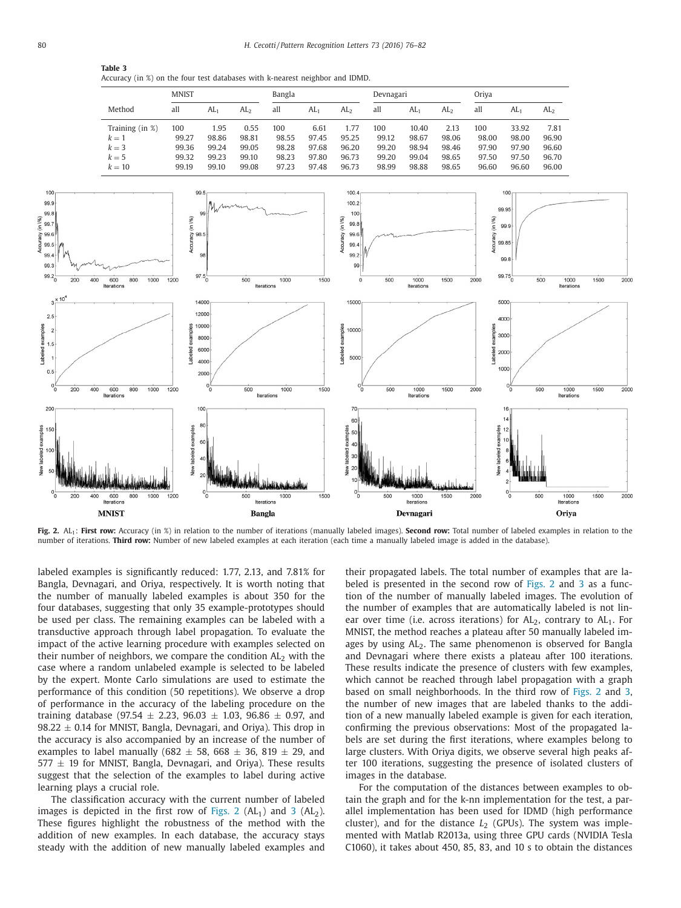**Table 3**
Accuracy (in %) on the four test databases with k-nearest neighbor and IDMD.

| Method | MNIST | | | Bangla | | | Devnagari | | | Oriya | | |
|---|---|---|---|---|---|---|---|---|---|---|---|---|
| | all | $AL_1$ | $AL_2$ | all | $AL_1$ | $AL_2$ | all | $AL_1$ | $AL_2$ | all | $AL_1$ | $AL_2$ |
| Training (in %) | 100 | 1.95 | 0.55 | 100 | 6.61 | 1.77 | 100 | 10.40 | 2.13 | 100 | 33.92 | 7.81 |
| $k = 1$ | 99.27 | 98.86 | 98.81 | 98.55 | 97.45 | 95.25 | 99.12 | 98.67 | 98.06 | 98.00 | 98.00 | 96.90 |
| $k = 3$ | 99.36 | 99.24 | 99.05 | 98.28 | 97.68 | 96.20 | 99.20 | 98.94 | 98.46 | 97.90 | 97.90 | 96.60 |
| $k = 5$ | 99.32 | 99.23 | 99.10 | 98.23 | 97.80 | 96.73 | 99.20 | 99.04 | 98.65 | 97.50 | 97.50 | 96.70 |
| $k = 10$ | 99.19 | 99.10 | 99.08 | 97.23 | 97.48 | 96.73 | 98.99 | 98.88 | 98.65 | 96.60 | 96.60 | 96.00 |

**Fig. 2.** $AL_1$: **First row:** Accuracy (in %) in relation to the number of iterations (manually labeled images). **Second row:** Total number of labeled examples in relation to the number of iterations. **Third row:** Number of new labeled examples at each iteration (each time a manually labeled image is added in the database).

labeled examples is significantly reduced: 1.77, 2.13, and 7.81% for Bangla, Devnagari, and Oriya, respectively. It is worth noting that the number of manually labeled examples is about 350 for the four databases, suggesting that only 35 example-prototypes should be used per class. The remaining examples can be labeled with a transductive approach through label propagation. To evaluate the impact of the active learning procedure with examples selected on their number of neighbors, we compare the condition $AL_2$ with the case where a random unlabeled example is selected to be labeled by the expert. Monte Carlo simulations are used to estimate the performance of this condition (50 repetitions). We observe a drop of performance in the accuracy of the labeling procedure on the training database (97.54 ± 2.23, 96.03 ± 1.03, 96.86 ± 0.97, and 98.22 ± 0.14 for MNIST, Bangla, Devnagari, and Oriya). This drop in the accuracy is also accompanied by an increase of the number of examples to label manually (682 ± 58, 668 ± 36, 819 ± 29, and 577 ± 19 for MNIST, Bangla, Devnagari, and Oriya). These results suggest that the selection of the examples to label during active learning plays a crucial role.

The classification accuracy with the current number of labeled images is depicted in the first row of Figs. 2 ($AL_1$) and 3 ($AL_2$). These figures highlight the robustness of the method with the addition of new examples. In each database, the accuracy stays steady with the addition of new manually labeled examples and their propagated labels. The total number of examples that are labeled is presented in the second row of Figs. 2 and 3 as a function of the number of manually labeled images. The evolution of the number of examples that are automatically labeled is not linear over time (i.e. across iterations) for $AL_2$, contrary to $AL_1$. For MNIST, the method reaches a plateau after 50 manually labeled images by using $AL_2$. The same phenomenon is observed for Bangla and Devnagari where there exists a plateau after 100 iterations. These results indicate the presence of clusters with few examples, which cannot be reached through label propagation with a graph based on small neighborhoods. In the third row of Figs. 2 and 3, the number of new images that are labeled thanks to the addition of a new manually labeled example is given for each iteration, confirming the previous observations: Most of the propagated labels are set during the first iterations, where examples belong to large clusters. With Oriya digits, we observe several high peaks after 100 iterations, suggesting the presence of isolated clusters of images in the database.

For the computation of the distances between examples to obtain the graph and for the k-nn implementation for the test, a parallel implementation has been used for IDMD (high performance cluster), and for the distance $L_2$ (GPUs). The system was implemented with Matlab R2013a, using three GPU cards (NVIDIA Tesla C1060), it takes about 450, 85, 83, and 10 s to obtain the distances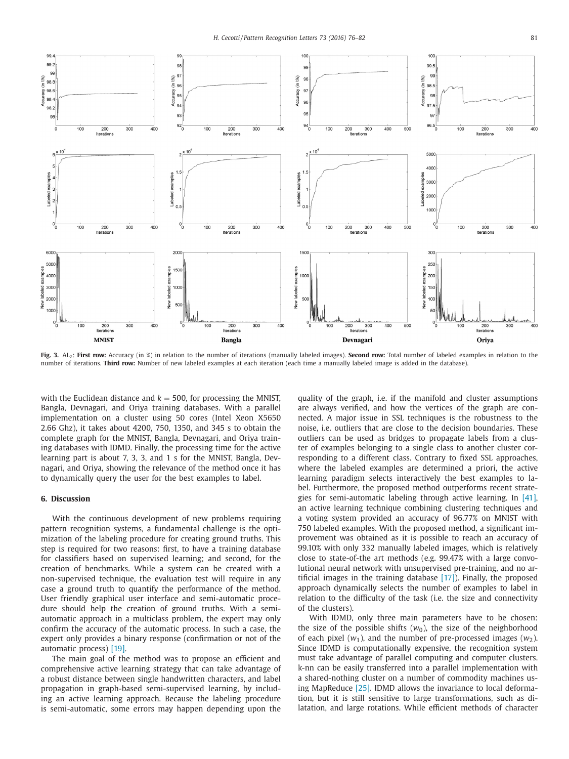**Fig. 3.** AL$_2$: **First row:** Accuracy (in %) in relation to the number of iterations (manually labeled images). **Second row:** Total number of labeled examples in relation to the number of iterations. **Third row:** Number of new labeled examples at each iteration (each time a manually labeled image is added in the database).

with the Euclidean distance and $k = 500$, for processing the MNIST, Bangla, Devnagari, and Oriya training databases. With a parallel implementation on a cluster using 50 cores (Intel Xeon X5650 2.66 Ghz), it takes about 4200, 750, 1350, and 345 s to obtain the complete graph for the MNIST, Bangla, Devnagari, and Oriya training databases with IDMD. Finally, the processing time for the active learning part is about 7, 3, 3, and 1 s for the MNIST, Bangla, Devnagari, and Oriya, showing the relevance of the method once it has to dynamically query the user for the best examples to label.

## 6. Discussion

With the continuous development of new problems requiring pattern recognition systems, a fundamental challenge is the optimization of the labeling procedure for creating ground truths. This step is required for two reasons: first, to have a training database for classifiers based on supervised learning; and second, for the creation of benchmarks. While a system can be created with a non-supervised technique, the evaluation test will require in any case a ground truth to quantify the performance of the method. User friendly graphical user interface and semi-automatic procedure should help the creation of ground truths. With a semi-automatic approach in a multiclass problem, the expert may only confirm the accuracy of the automatic process. In such a case, the expert only provides a binary response (confirmation or not of the automatic process) [19].

The main goal of the method was to propose an efficient and comprehensive active learning strategy that can take advantage of a robust distance between single handwritten characters, and label propagation in graph-based semi-supervised learning, by including an active learning approach. Because the labeling procedure is semi-automatic, some errors may happen depending upon the quality of the graph, i.e. if the manifold and cluster assumptions are always verified, and how the vertices of the graph are connected. A major issue in SSL techniques is the robustness to the noise, i.e. outliers that are close to the decision boundaries. These outliers can be used as bridges to propagate labels from a cluster of examples belonging to a single class to another cluster corresponding to a different class. Contrary to fixed SSL approaches, where the labeled examples are determined a priori, the active learning paradigm selects interactively the best examples to label. Furthermore, the proposed method outperforms recent strategies for semi-automatic labeling through active learning. In [41], an active learning technique combining clustering techniques and a voting system provided an accuracy of 96.77% on MNIST with 750 labeled examples. With the proposed method, a significant improvement was obtained as it is possible to reach an accuracy of 99.10% with only 332 manually labeled images, which is relatively close to state-of-the art methods (e.g. 99.47% with a large convolutional neural network with unsupervised pre-training, and no artificial images in the training database [17]). Finally, the proposed approach dynamically selects the number of examples to label in relation to the difficulty of the task (i.e. the size and connectivity of the clusters).

With IDMD, only three main parameters have to be chosen: the size of the possible shifts ($w_0$), the size of the neighborhood of each pixel ($w_1$), and the number of pre-processed images ($w_2$). Since IDMD is computationally expensive, the recognition system must take advantage of parallel computing and computer clusters. k-nn can be easily transferred into a parallel implementation with a shared-nothing cluster on a number of commodity machines using MapReduce [25]. IDMD allows the invariance to local deformation, but it is still sensitive to large transformations, such as dilatation, and large rotations. While efficient methods of character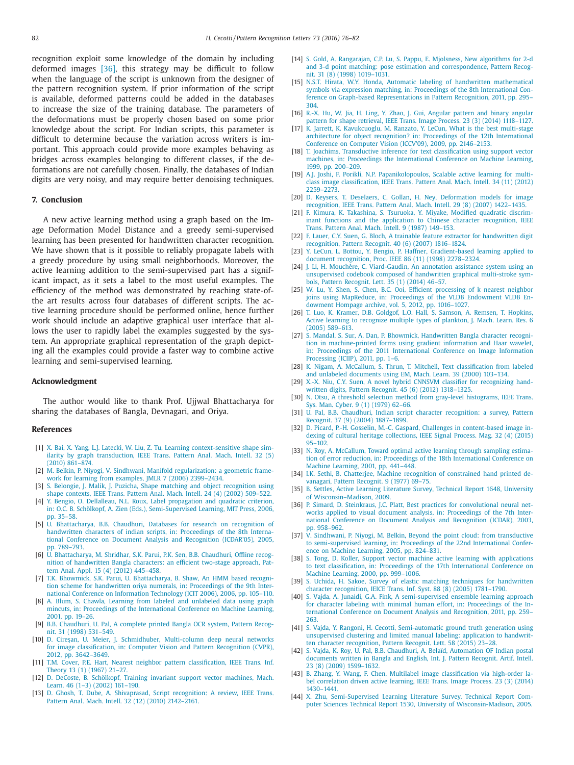recognition exploit some knowledge of the domain by including deformed images [36], this strategy may be difficult to follow when the language of the script is unknown from the designer of the pattern recognition system. If prior information of the script is available, deformed patterns could be added in the databases to increase the size of the training database. The parameters of the deformations must be properly chosen based on some prior knowledge about the script. For Indian scripts, this parameter is difficult to determine because the variation across writers is important. This approach could provide more examples behaving as bridges across examples belonging to different classes, if the deformations are not carefully chosen. Finally, the databases of Indian digits are very noisy, and may require better denoising techniques.

## 7. Conclusion

A new active learning method using a graph based on the Image Deformation Model Distance and a greedy semi-supervised learning has been presented for handwritten character recognition. We have shown that is it possible to reliably propagate labels with a greedy procedure by using small neighborhoods. Moreover, the active learning addition to the semi-supervised part has a significant impact, as it sets a label to the most useful examples. The efficiency of the method was demonstrated by reaching state-of-the art results across four databases of different scripts. The active learning procedure should be performed online, hence further work should include an adaptive graphical user interface that allows the user to rapidly label the examples suggested by the system. An appropriate graphical representation of the graph depicting all the examples could provide a faster way to combine active learning and semi-supervised learning.

## Acknowledgment

The author would like to thank Prof. Ujjwal Bhattacharya for sharing the databases of Bangla, Devnagari, and Oriya.

## References

[1] X. Bai, X. Yang, L.J. Latecki, W. Liu, Z. Tu, Learning context-sensitive shape similarity by graph transduction, IEEE Trans. Pattern Anal. Mach. Intell. 32 (5) (2010) 861–874.

[2] M. Belkin, P. Niyogi, V. Sindhwani, Manifold regularization: a geometric framework for learning from examples, JMLR 7 (2006) 2399–2434.

[3] S. Belongie, J. Malik, J. Puzicha, Shape matching and object recognition using shape contexts, IEEE Trans. Pattern Anal. Mach. Intell. 24 (4) (2002) 509–522.

[4] Y. Bengio, O. Dellalleau, N.L. Roux, Label propagation and quadratic criterion, in: O.C. B. Schölkopf, A. Zien (Eds.), Semi-Supervised Learning, MIT Press, 2006, pp. 35–58.

[5] U. Bhattacharya, B.B. Chaudhuri, Databases for research on recognition of handwritten characters of indian scripts, in: Proceedings of the 8th International Conference on Document Analysis and Recognition (ICDAR'05), 2005, pp. 789–793.

[6] U. Bhattacharya, M. Shridhar, S.K. Parui, P.K. Sen, B.B. Chaudhuri, Offline recognition of handwritten Bangla characters: an efficient two-stage approach, Pattern Anal. Appl. 15 (4) (2012) 445–458.

[7] T.K. Bhowmick, S.K. Parui, U. Bhattacharya, B. Shaw, An HMM based recognition scheme for handwritten oriya numerals, in: Proceedings of the 9th International Conference on Information Technology (ICIT 2006), 2006, pp. 105–110.

[8] A. Blum, S. Chawla, Learning from labeled and unlabeled data using graph mincuts, in: Proceedings of the International Conference on Machine Learning, 2001, pp. 19–26.

[9] B.B. Chaudhuri, U. Pal, A complete printed Bangla OCR system, Pattern Recognit. 31 (1998) 531–549.

[10] D. Cireşan, U. Meier, J. Schmidhuber, Multi-column deep neural networks for image classification, in: Computer Vision and Pattern Recognition (CVPR), 2012, pp. 3642–3649.

[11] T.M. Cover, P.E. Hart, Nearest neighbor pattern classification, IEEE Trans. Inf. Theory 13 (1) (1967) 21–27.

[12] D. DeCoste, B. Schölkopf, Training invariant support vector machines, Mach. Learn. 46 (1–3) (2002) 161–190.

[13] D. Ghosh, T. Dube, A. Shivaprasad, Script recognition: A review, IEEE Trans. Pattern Anal. Mach. Intell. 32 (12) (2010) 2142–2161.

[14] S. Gold, A. Rangarajan, C.P. Lu, S. Pappu, E. Mjolsness, New algorithms for 2-d and 3-d point matching: pose estimation and correspondence, Pattern Recognit. 31 (8) (1998) 1019–1031.

[15] N.S.T. Hirata, W.Y. Honda, Automatic labeling of handwritten mathematical symbols via expression matching, in: Proceedings of the 8th International Conference on Graph-based Representations in Pattern Recognition, 2011, pp. 295–304.

[16] R.-X. Hu, W. Jia, H. Ling, Y. Zhao, J. Gui, Angular pattern and binary angular pattern for shape retrieval, IEEE Trans. Image Process. 23 (3) (2014) 1118–1127.

[17] K. Jarrett, K. Kavukcuoglu, M. Ranzato, Y. LeCun, What is the best multi-stage architecture for object recognition? in: Proceedings of the 12th International Conference on Computer Vision (ICCV'09), 2009, pp. 2146–2153.

[18] T. Joachims, Transductive inference for text classification using support vector machines, in: Proceedings the International Conference on Machine Learning, 1999, pp. 200–209.

[19] A.J. Joshi, F. Porikli, N.P. Papanikolopoulos, Scalable active learning for multiclass image classification, IEEE Trans. Pattern Anal. Mach. Intell. 34 (11) (2012) 2259–2273.

[20] D. Keysers, T. Deselaers, C. Gollan, H. Ney, Deformation models for image recognition, IEEE Trans. Pattern Anal. Mach. Intell. 29 (8) (2007) 1422–1435.

[21] F. Kimura, K. Takashina, S. Tsuruoka, Y. Miyake, Modified quadratic discriminant functions and the application to Chinese character recognition, IEEE Trans. Pattern Anal. Mach. Intell. 9 (1987) 149–153.

[22] F. Lauer, C.Y. Suen, G. Bloch, A trainable feature extractor for handwritten digit recognition, Pattern Recognit. 40 (6) (2007) 1816–1824.

[23] Y. LeCun, L. Bottou, Y. Bengio, P. Haffner, Gradient-based learning applied to document recognition, Proc. IEEE 86 (11) (1998) 2278–2324.

[24] J. Li, H. Mouchère, C. Viard-Gaudin, An annotation assistance system using an unsupervised codebook composed of handwritten graphical multi-stroke symbols, Pattern Recognit. Lett. 35 (1) (2014) 46–57.

[25] W. Lu, Y. Shen, S. Chen, B.C. Ooi, Efficient processing of k nearest neighbor joins using MapReduce, in: Proceedings of the VLDB Endowment VLDB Endowment Hompage archive, vol. 5, 2012, pp. 1016–1027.

[26] T. Luo, K. Kramer, D.B. Goldgof, L.O. Hall, S. Samson, A. Remsen, T. Hopkins, Active learning to recognize multiple types of plankton, J. Mach. Learn. Res. 6 (2005) 589–613.

[27] S. Mandal, S. Sur, A. Dan, P. Bhowmick, Handwritten Bangla character recognition in machine-printed forms using gradient information and Haar wavelet, in: Proceedings of the 2011 International Conference on Image Information Processing (ICIIP), 2011, pp. 1–6.

[28] K. Nigam, A. McCallum, S. Thrun, T. Mitchell, Text classification from labeled and unlabeled documents using EM, Mach. Learn. 39 (2000) 103–134.

[29] X.-X. Niu, C.Y. Suen, A novel hybrid CNNSVM classifier for recognizing handwritten digits, Pattern Recognit. 45 (6) (2012) 1318–1325.

[30] N. Otsu, A threshold selection method from gray-level histograms, IEEE Trans. Sys. Man. Cyber. 9 (1) (1979) 62–66.

[31] U. Pal, B.B. Chaudhuri, Indian script character recognition: a survey, Pattern Recognit. 37 (9) (2004) 1887–1899.

[32] D. Picard, P.-H. Gosselin, M.-C. Gaspard, Challenges in content-based image indexing of cultural heritage collections, IEEE Signal Process. Mag. 32 (4) (2015) 95–102.

[33] N. Roy, A. McCallum, Toward optimal active learning through sampling estimation of error reduction, in: Proceedings of the 18th International Conference on Machine Learning, 2001, pp. 441–448.

[34] I.K. Sethi, B. Chatterjee, Machine recognition of constrained hand printed devanagari, Pattern Recognit. 9 (1977) 69–75.

[35] B. Settles, Active Learning Literature Survey, Technical Report 1648, University of Wisconsin–Madison, 2009.

[36] P. Simard, D. Steinkraus, J.C. Platt, Best practices for convolutional neural networks applied to visual document analysis, in: Proceedings of the 7th International Conference on Document Analysis and Recognition (ICDAR), 2003, pp. 958–962.

[37] V. Sindhwani, P. Niyogi, M. Belkin, Beyond the point cloud: from transductive to semi-supervised learning, in: Proceedings of the 22nd International Conference on Machine Learning, 2005, pp. 824–831.

[38] S. Tong, D. Koller, Support vector machine active learning with applications to text classification, in: Proceedings of the 17th International Conference on Machine Learning, 2000, pp. 999–1006.

[39] S. Uchida, H. Sakoe, Survey of elastic matching techniques for handwritten character recognition, IEICE Trans. Inf. Syst. 88 (8) (2005) 1781–1790.

[40] S. Vajda, A. Junaidi, G.A. Fink, A semi-supervised ensemble learning approach for character labeling with minimal human effort, in: Proceedings of the International Conference on Document Analysis and Recognition, 2011, pp. 259–263.

[41] S. Vajda, Y. Rangoni, H. Cecotti, Semi-automatic ground truth generation using unsupervised clustering and limited manual labeling: application to handwritten character recognition, Pattern Recognit. Lett. 58 (2015) 23–28.

[42] S. Vajda, K. Roy, U. Pal, B.B. Chaudhuri, A. Belaïd, Automation OF Indian postal documents written in Bangla and English, Int. J. Pattern Recognit. Artif. Intell. 23 (8) (2009) 1599–1632.

[43] B. Zhang, Y. Wang, F. Chen, Multilabel image classification via high-order label correlation driven active learning, IEEE Trans. Image Process. 23 (3) (2014) 1430–1441.

[44] X. Zhu, Semi-Supervised Learning Literature Survey, Technical Report Computer Sciences Technical Report 1530, University of Wisconsin-Madison, 2005.